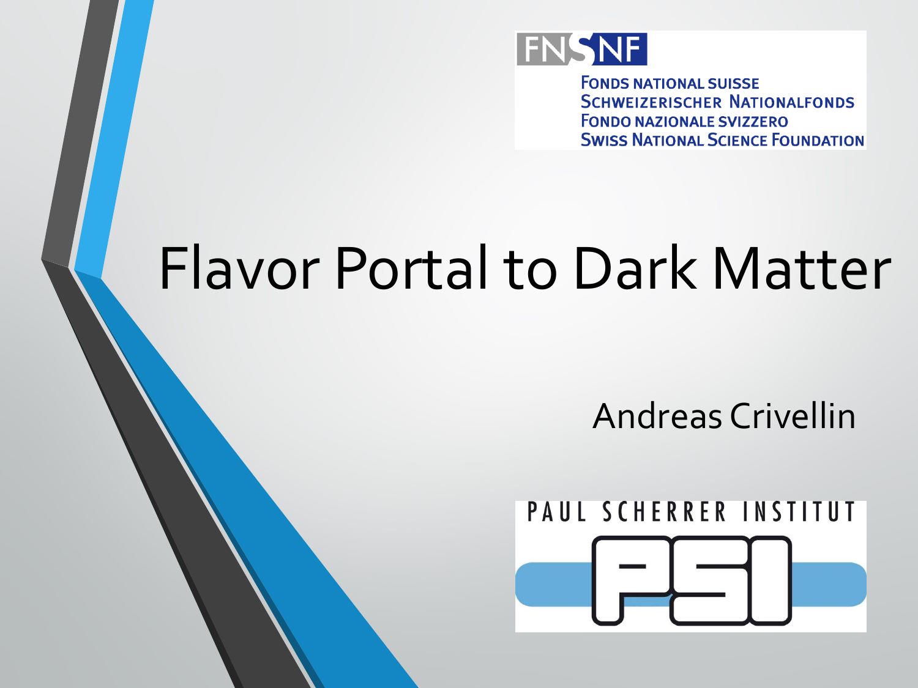FONDS NATIONAL SUISSE
SCHWEIZERISCHER NATIONALFONDS
FONDO NAZIONALE SVIZZERO
SWISS NATIONAL SCIENCE FOUNDATION

# Flavor Portal to Dark Matter

Andreas Crivellin

PAUL SCHERRER INSTITUT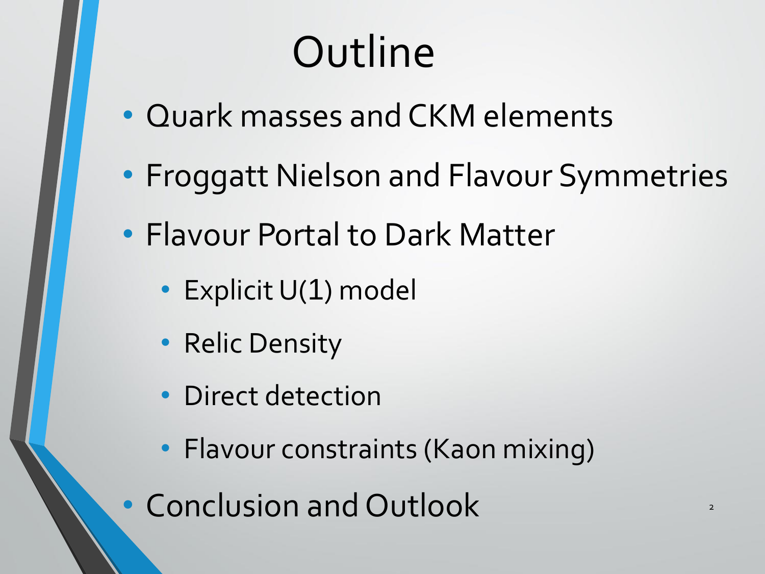# Outline

- Quark masses and CKM elements
- Froggatt Nielson and Flavour Symmetries
- Flavour Portal to Dark Matter
  - Explicit U(1) model
  - Relic Density
  - Direct detection
  - Flavour constraints (Kaon mixing)
- Conclusion and Outlook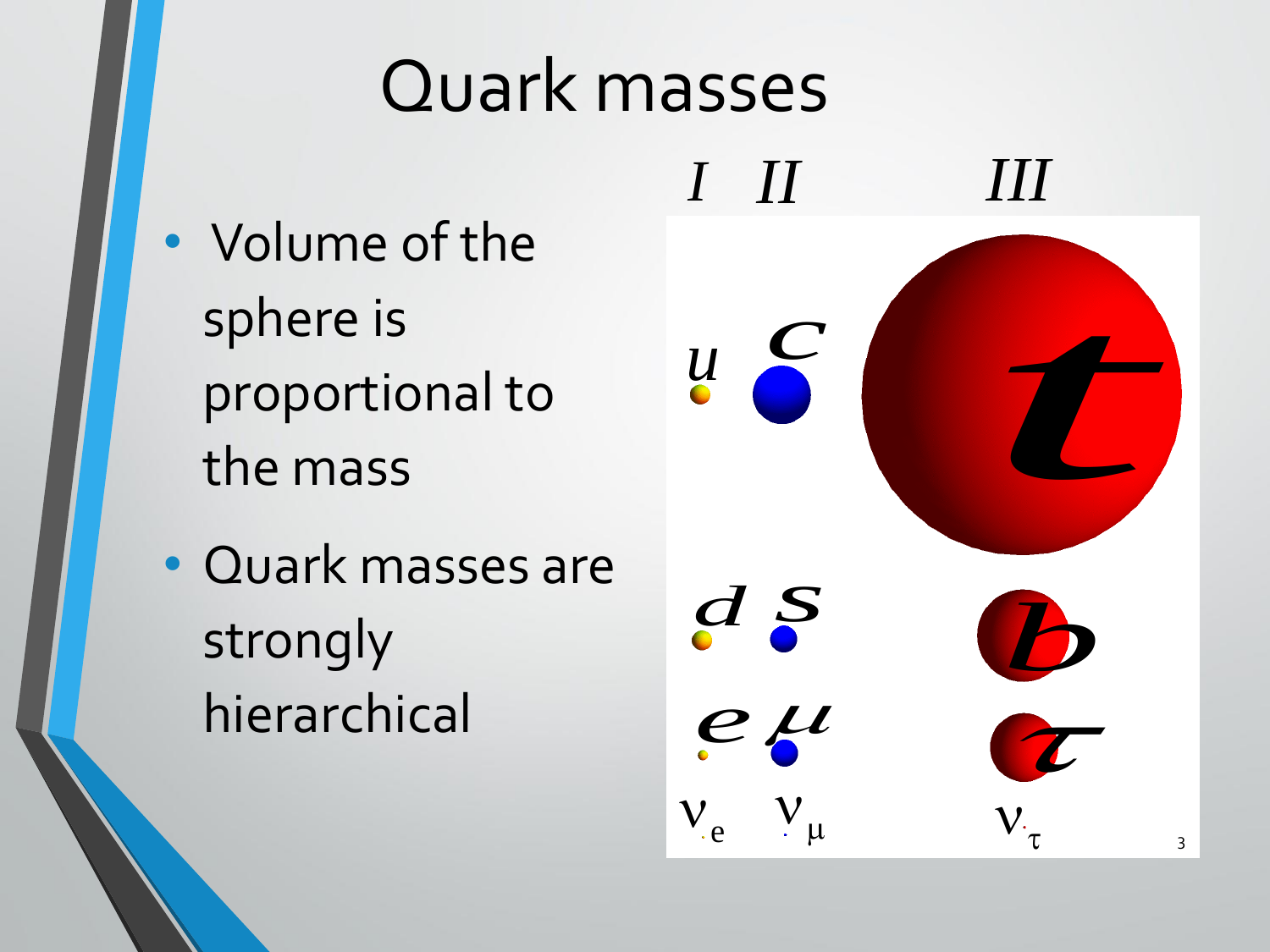# Quark masses

- Volume of the sphere is proportional to the mass
- Quark masses are strongly hierarchical

| $I$ | $II$ | $III$ |
| --- | --- | --- |
| $u$ | $c$ | $t$ |
| $d$ | $s$ | $b$ |
| $e$ | $\mu$ | $\tau$ |
| $\nu_e$ | $\nu_\mu$ | $\nu_\tau$ |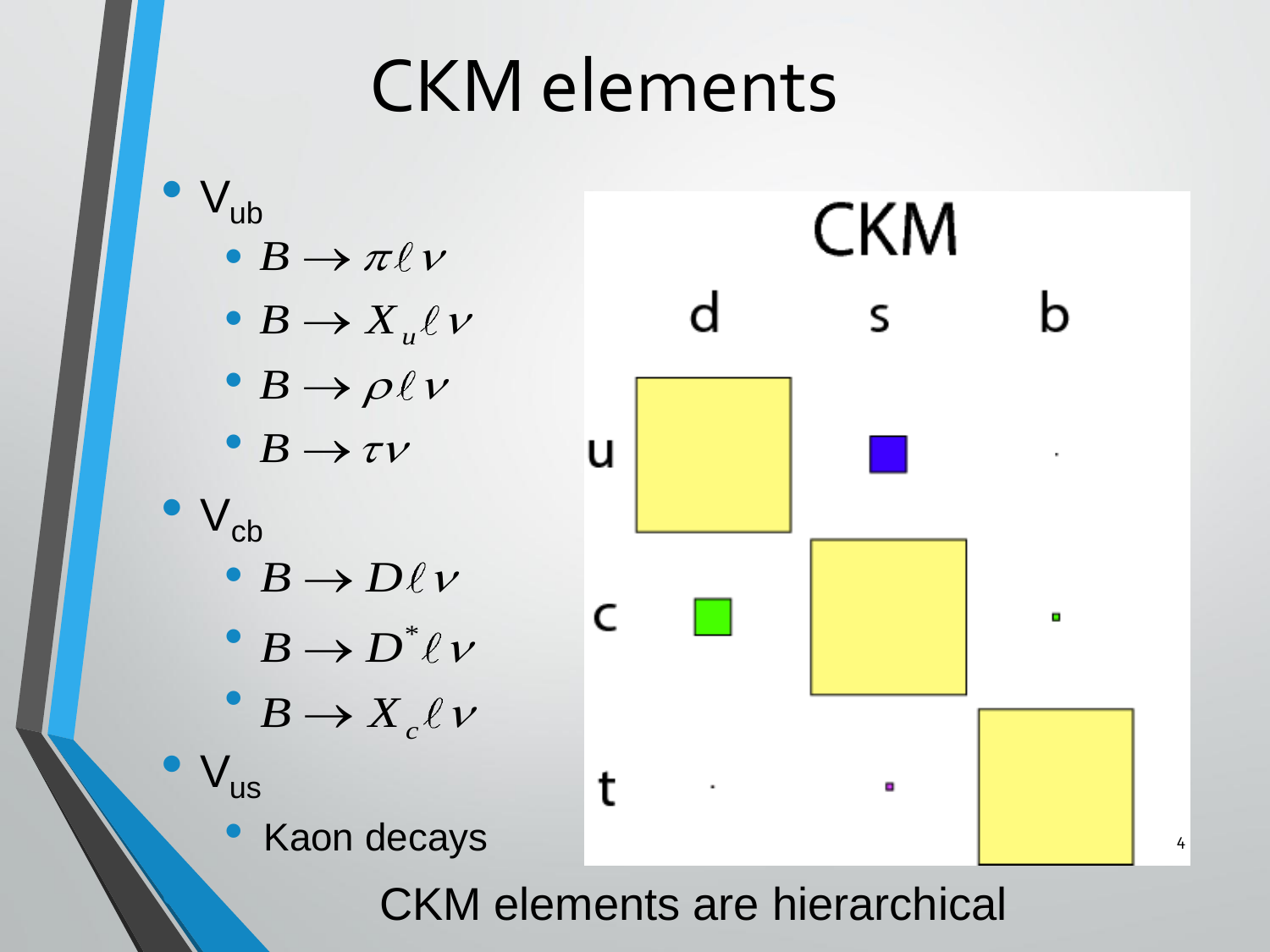# CKM elements

- $V_{ub}$
  - $B \to \pi \ell \nu$
  - $B \to X_u \ell \nu$
  - $B \to \rho \ell \nu$
  - $B \to \tau \nu$
- $V_{cb}$
  - $B \to D \ell \nu$
  - $B \to D^* \ell \nu$
  - $B \to X_c \ell \nu$
- $V_{us}$
  - Kaon decays

CKM elements are hierarchical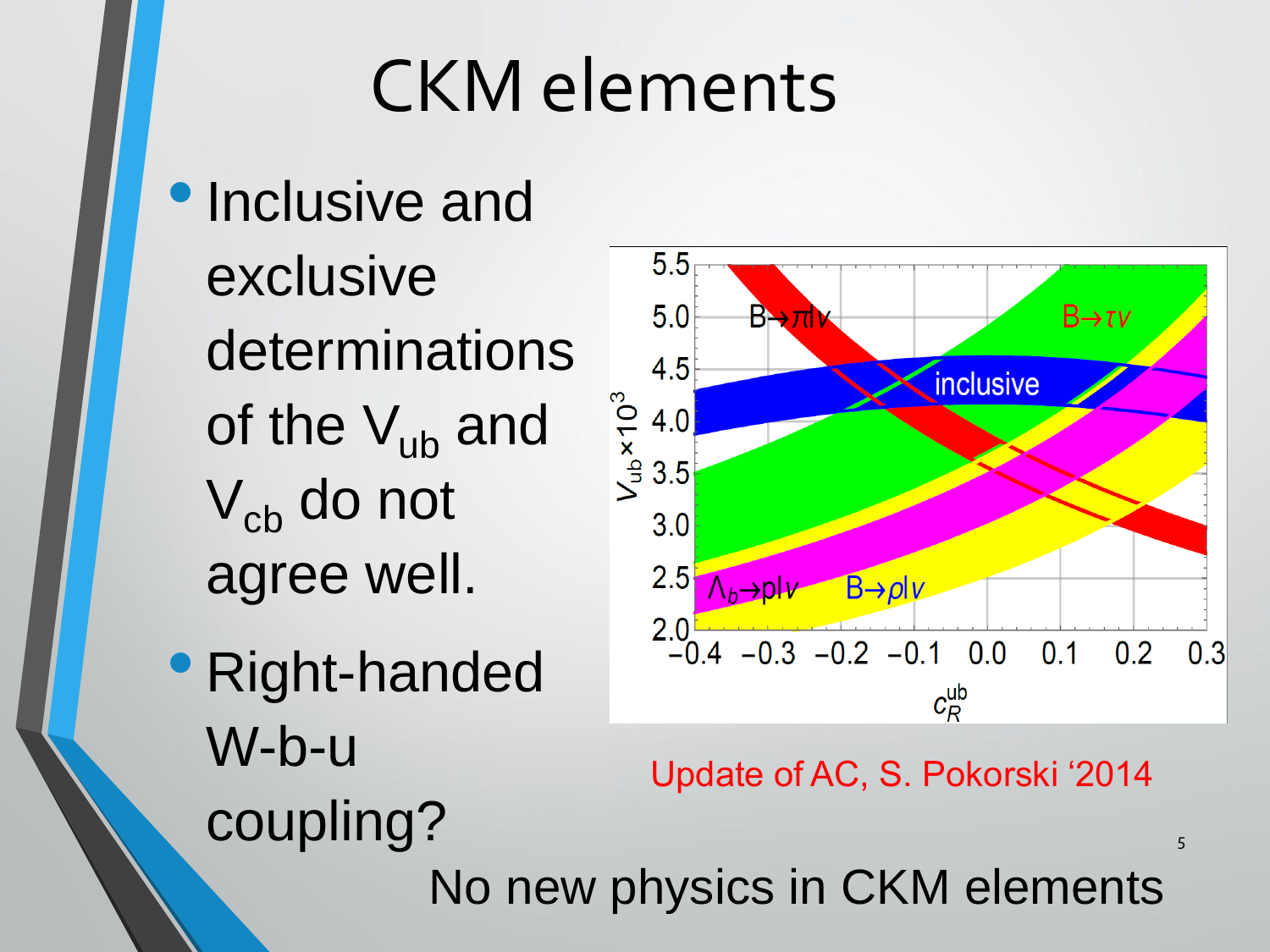# CKM elements

- Inclusive and exclusive determinations of the $V_{ub}$ and $V_{cb}$ do not agree well.
- Right-handed W-b-u coupling?

Update of AC, S. Pokorski '2014

No new physics in CKM elements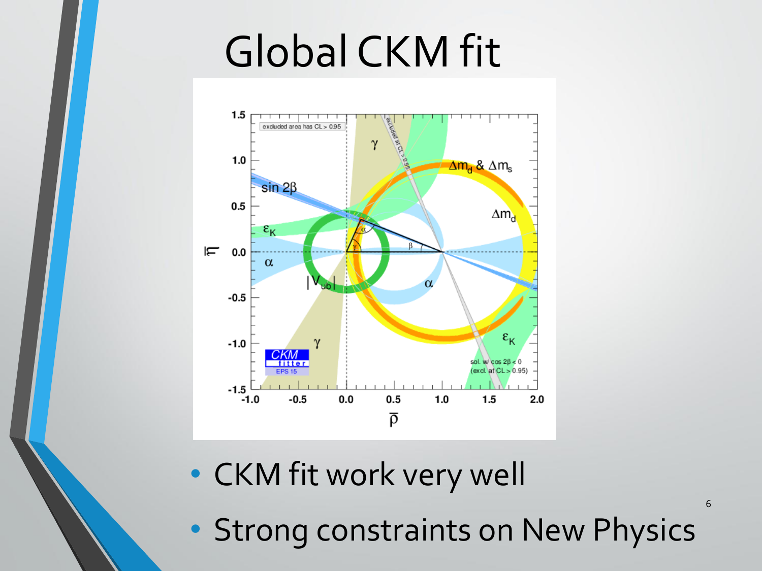# Global CKM fit

- CKM fit work very well
- Strong constraints on New Physics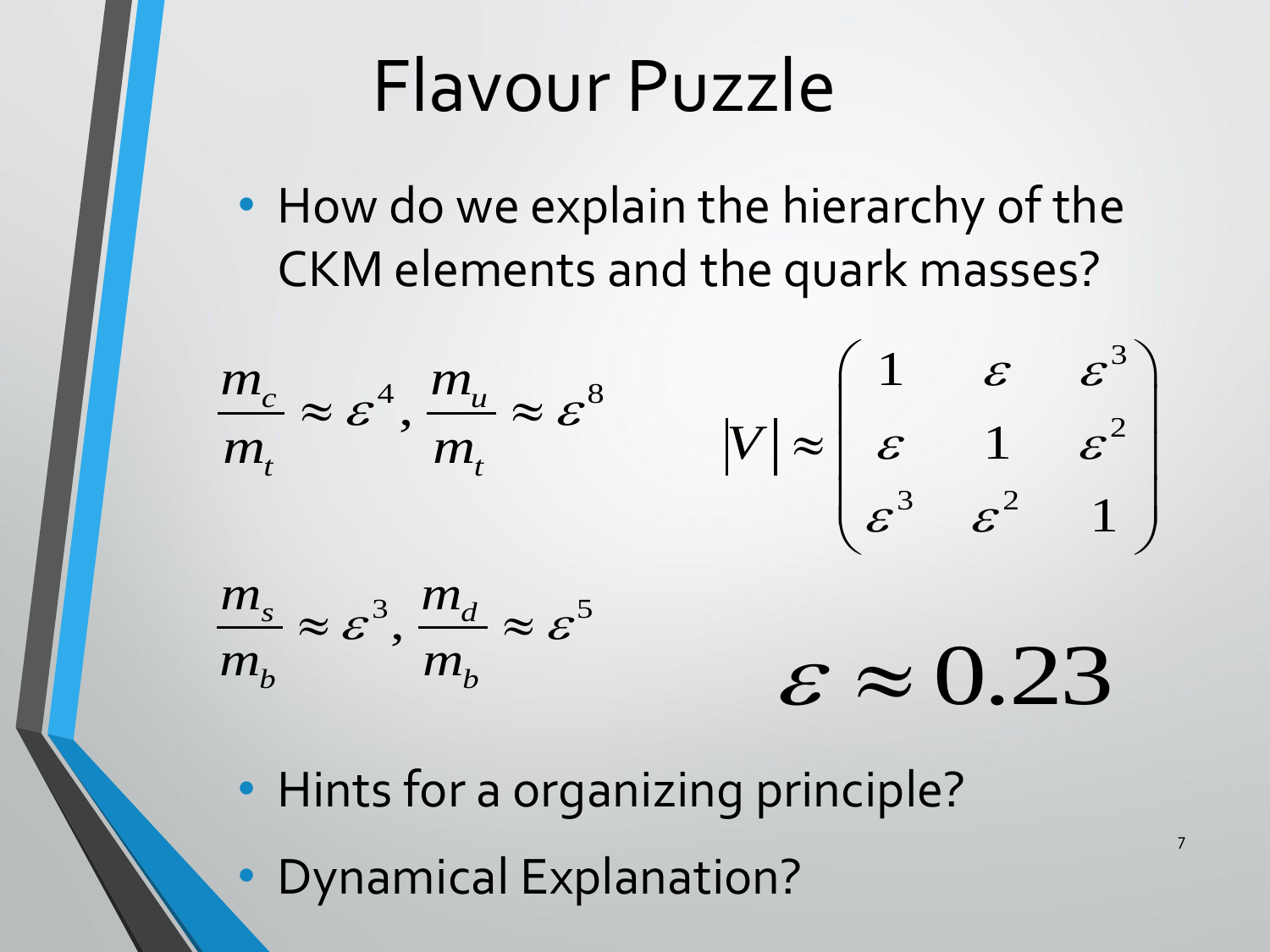# Flavour Puzzle

- How do we explain the hierarchy of the CKM elements and the quark masses?

$$\frac{m_c}{m_t} \approx \varepsilon^4, \frac{m_u}{m_t} \approx \varepsilon^8$$

$$|V| \approx \begin{pmatrix} 1 & \varepsilon & \varepsilon^3 \\ \varepsilon & 1 & \varepsilon^2 \\ \varepsilon^3 & \varepsilon^2 & 1 \end{pmatrix}$$

$$\frac{m_s}{m_b} \approx \varepsilon^3, \frac{m_d}{m_b} \approx \varepsilon^5$$

$$\varepsilon \approx 0.23$$

- Hints for a organizing principle?
- Dynamical Explanation?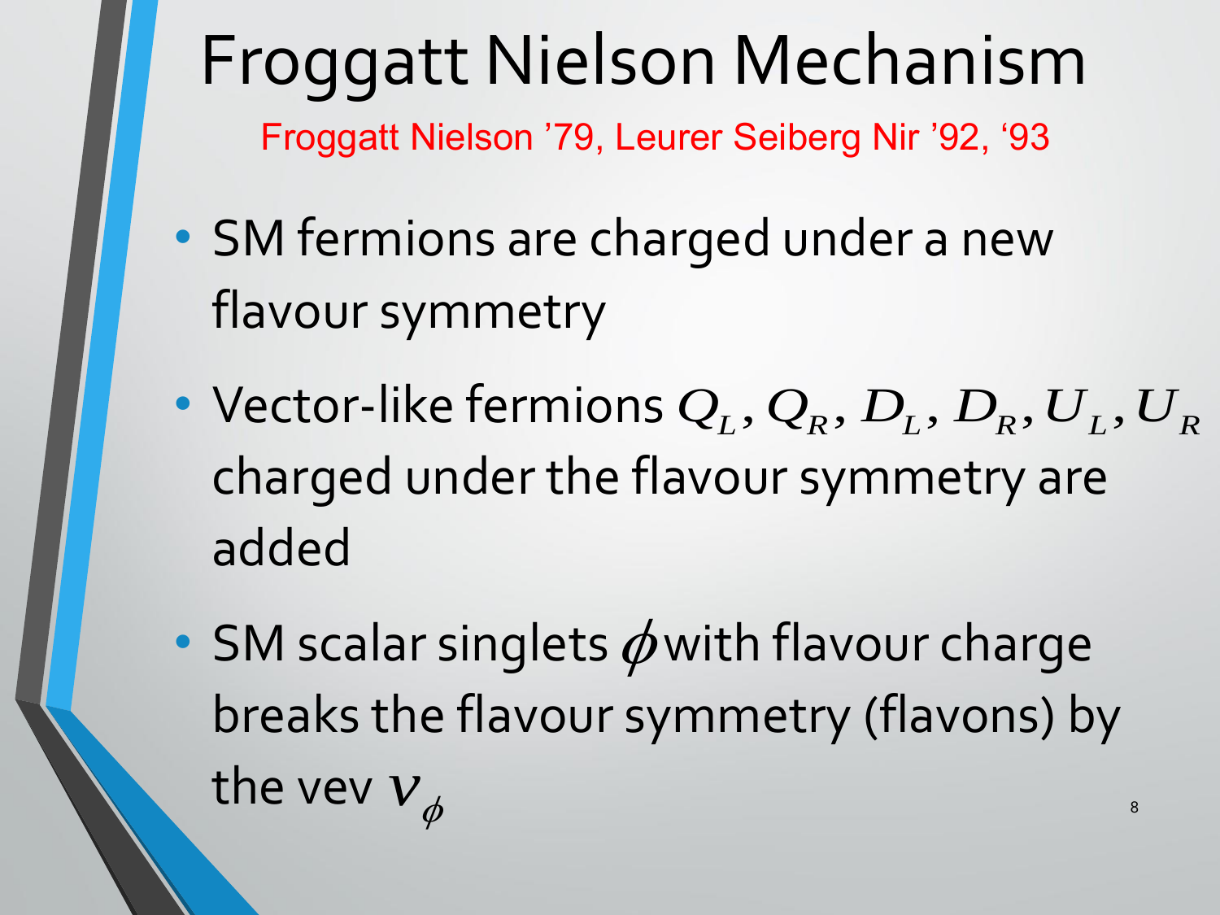# Froggatt Nielson Mechanism

Froggatt Nielson ’79, Leurer Seiberg Nir ’92, ‘93

- SM fermions are charged under a new flavour symmetry
- Vector-like fermions $Q_L, Q_R, D_L, D_R, U_L, U_R$ charged under the flavour symmetry are added
- SM scalar singlets $\phi$ with flavour charge breaks the flavour symmetry (flavons) by the vev $v_\phi$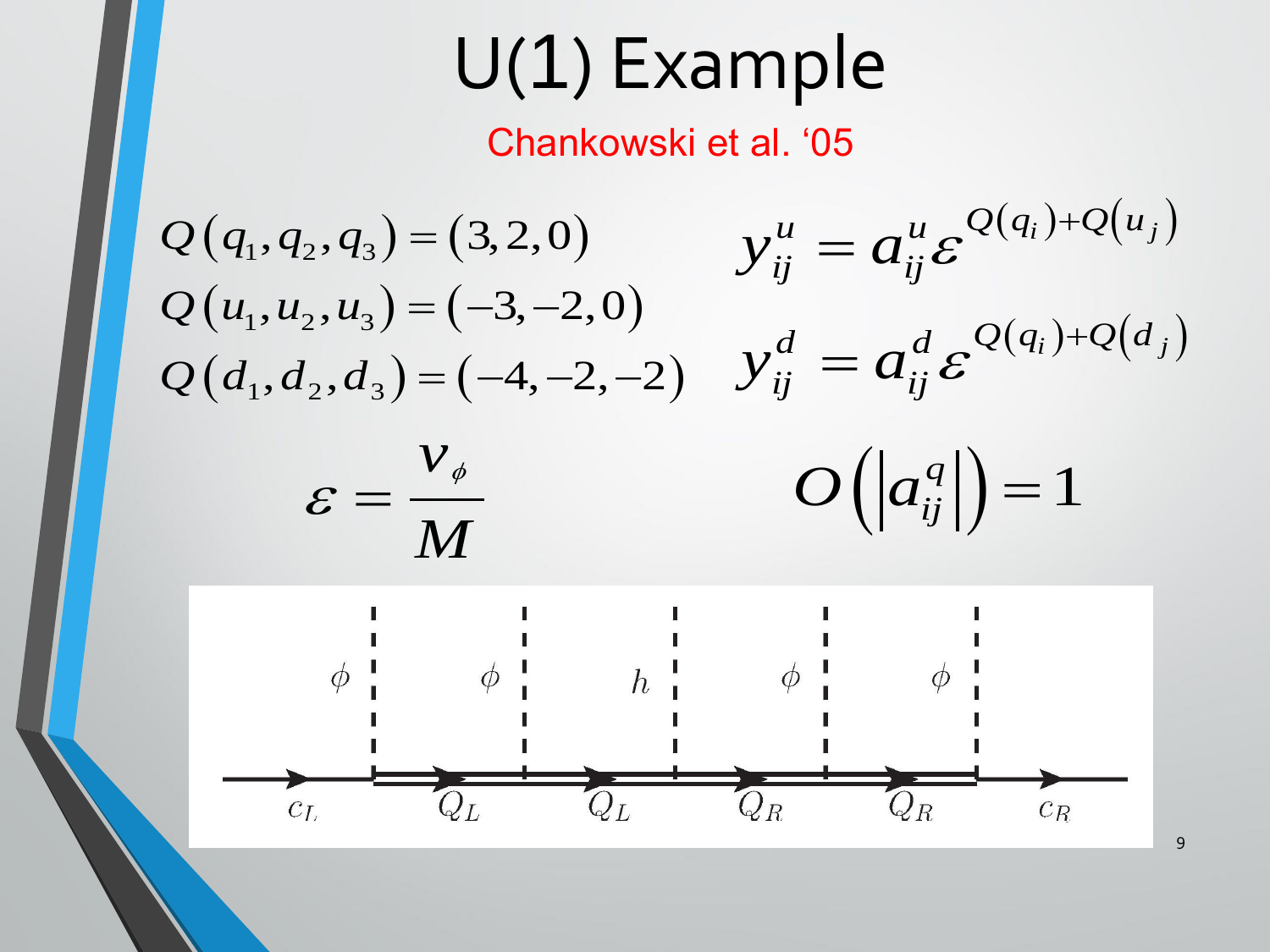# U(1) Example

Chankowski et al. '05

$$Q(q_1, q_2, q_3) = (3, 2, 0)$$
$$Q(u_1, u_2, u_3) = (-3, -2, 0)$$
$$Q(d_1, d_2, d_3) = (-4, -2, -2)$$

$$y_{ij}^u = a_{ij}^u \varepsilon^{Q(q_i)+Q(u_j)}$$
$$y_{ij}^d = a_{ij}^d \varepsilon^{Q(q_i)+Q(d_j)}$$

$$\varepsilon = \frac{v_\phi}{M}$$

$$O\left(\left|a_{ij}^q\right|\right) = 1$$

$\phi$ $\phi$ $h$ $\phi$ $\phi$

$c_L$ $Q_L$ $Q_L$ $Q_R$ $Q_R$ $c_R$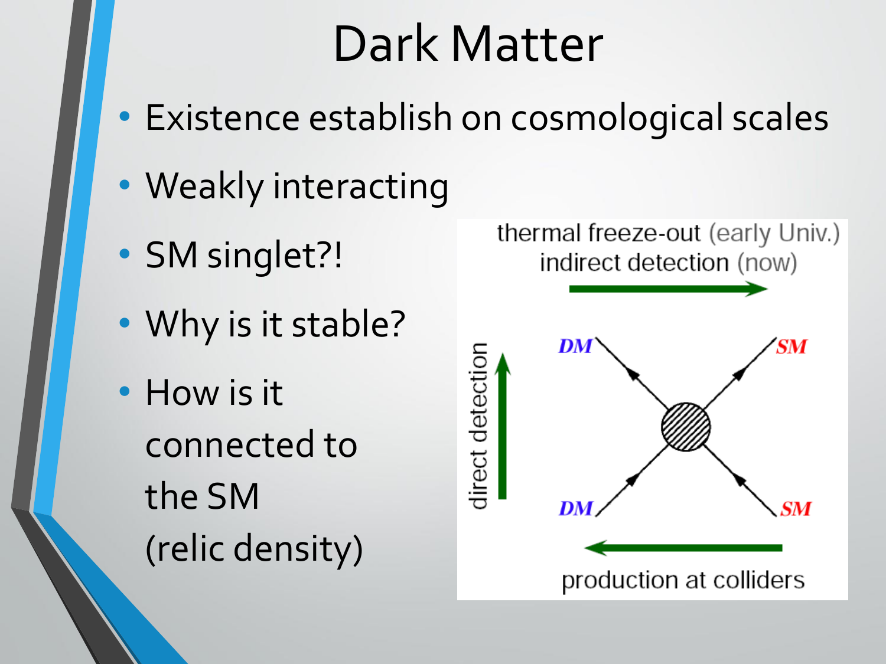# Dark Matter

- Existence establish on cosmological scales
- Weakly interacting
- SM singlet?!
- Why is it stable?
- How is it connected to the SM (relic density)

thermal freeze-out (early Univ.)
indirect detection (now)

direct detection

DM SM
DM SM

production at colliders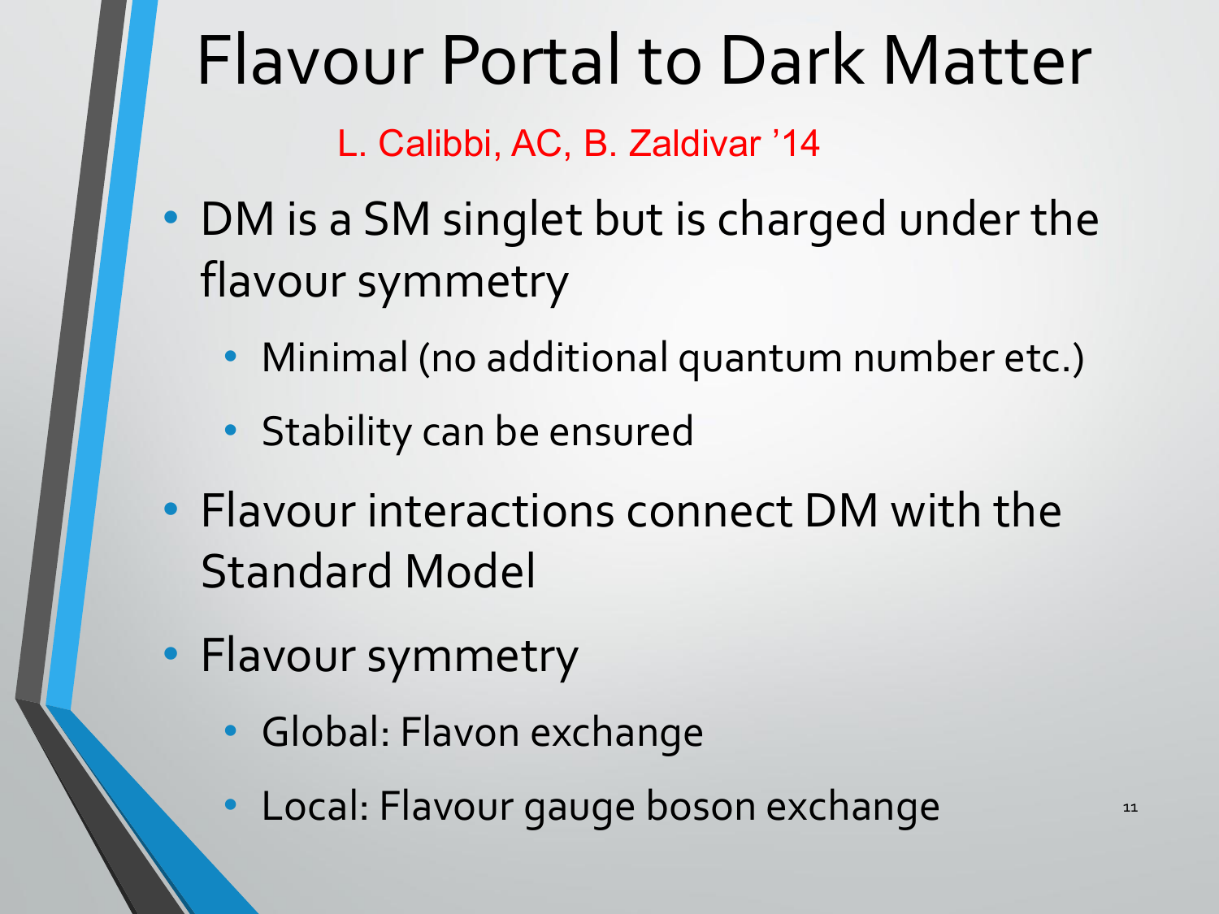# Flavour Portal to Dark Matter

L. Calibbi, AC, B. Zaldivar '14

- DM is a SM singlet but is charged under the flavour symmetry
  - Minimal (no additional quantum number etc.)
  - Stability can be ensured
- Flavour interactions connect DM with the Standard Model
- Flavour symmetry
  - Global: Flavon exchange
  - Local: Flavour gauge boson exchange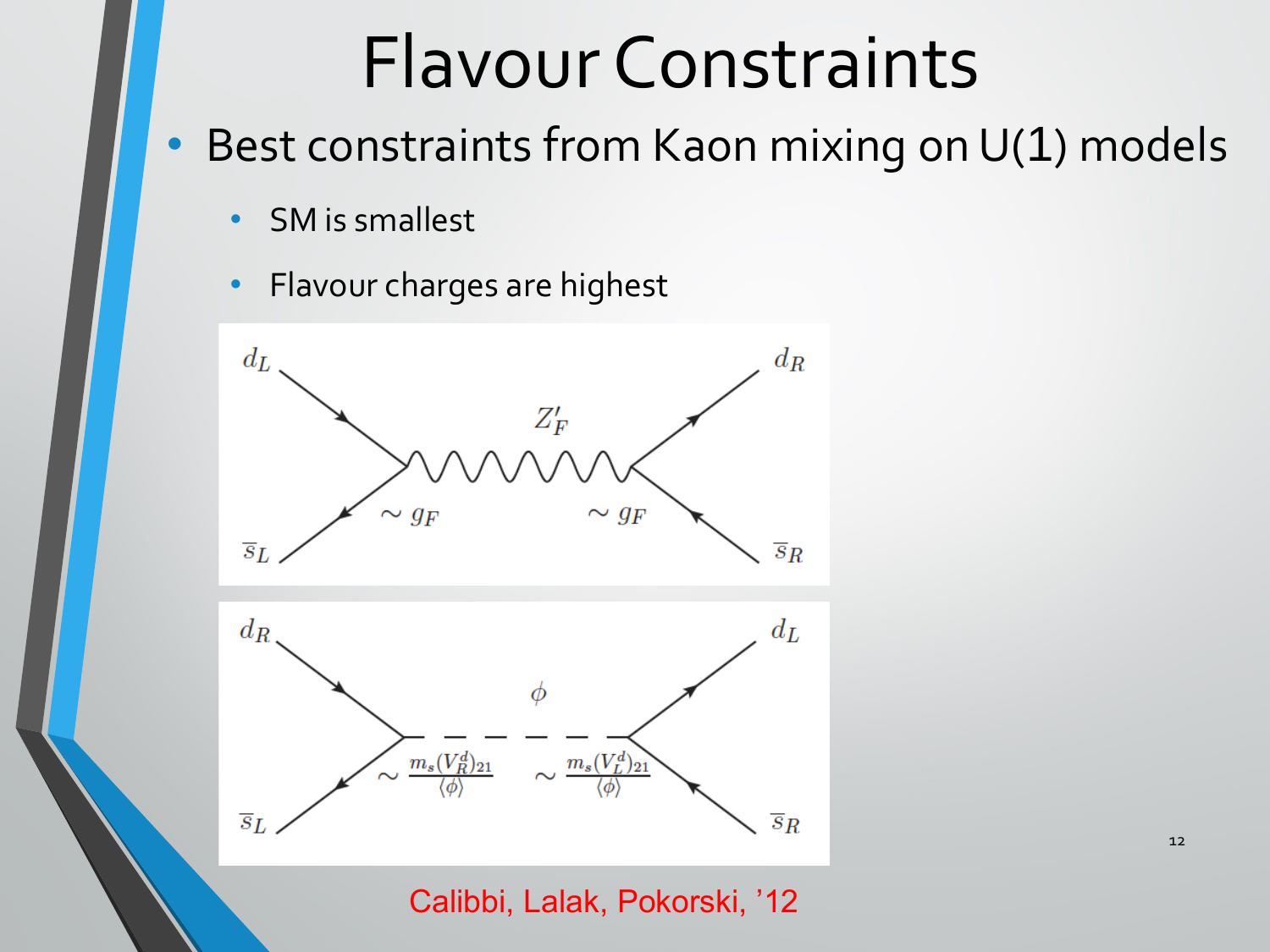# Flavour Constraints

- Best constraints from Kaon mixing on U(1) models
  - SM is smallest
  - Flavour charges are highest

$d_L$ $d_R$

$Z'_F$

$\sim g_F$ $\sim g_F$

$\bar{s}_L$ $\bar{s}_R$

$d_R$ $d_L$

$\phi$

$\sim \frac{m_s (V_R^d)_{21}}{\langle \phi \rangle}$ $\sim \frac{m_s (V_L^d)_{21}}{\langle \phi \rangle}$

$\bar{s}_L$ $\bar{s}_R$

Calibbi, Lalak, Pokorski, '12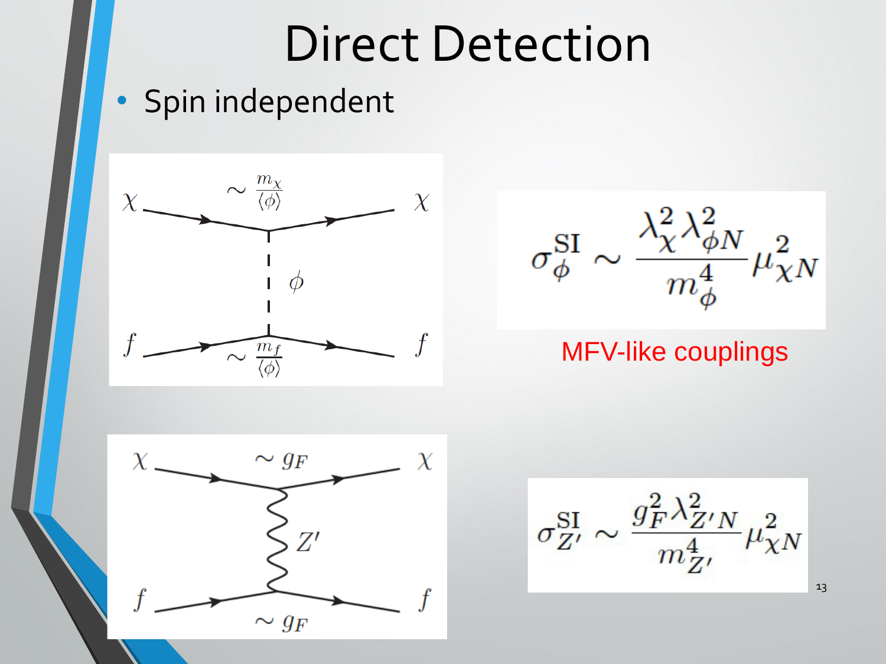# Direct Detection

- Spin independent

$\chi$ $\sim \frac{m_\chi}{\langle\phi\rangle}$ $\chi$

$\phi$

$f$ $\sim \frac{m_f}{\langle\phi\rangle}$ $f$

$$\sigma_\phi^{\rm SI} \sim \frac{\lambda_\chi^2 \lambda_{\phi N}^2}{m_\phi^4}\mu_{\chi N}^2$$

MFV-like couplings

$\chi$ $\sim g_F$ $\chi$

$Z'$

$f$ $\sim g_F$ $f$

$$\sigma_{Z'}^{\rm SI} \sim \frac{g_F^2 \lambda_{Z'N}^2}{m_{Z'}^4}\mu_{\chi N}^2$$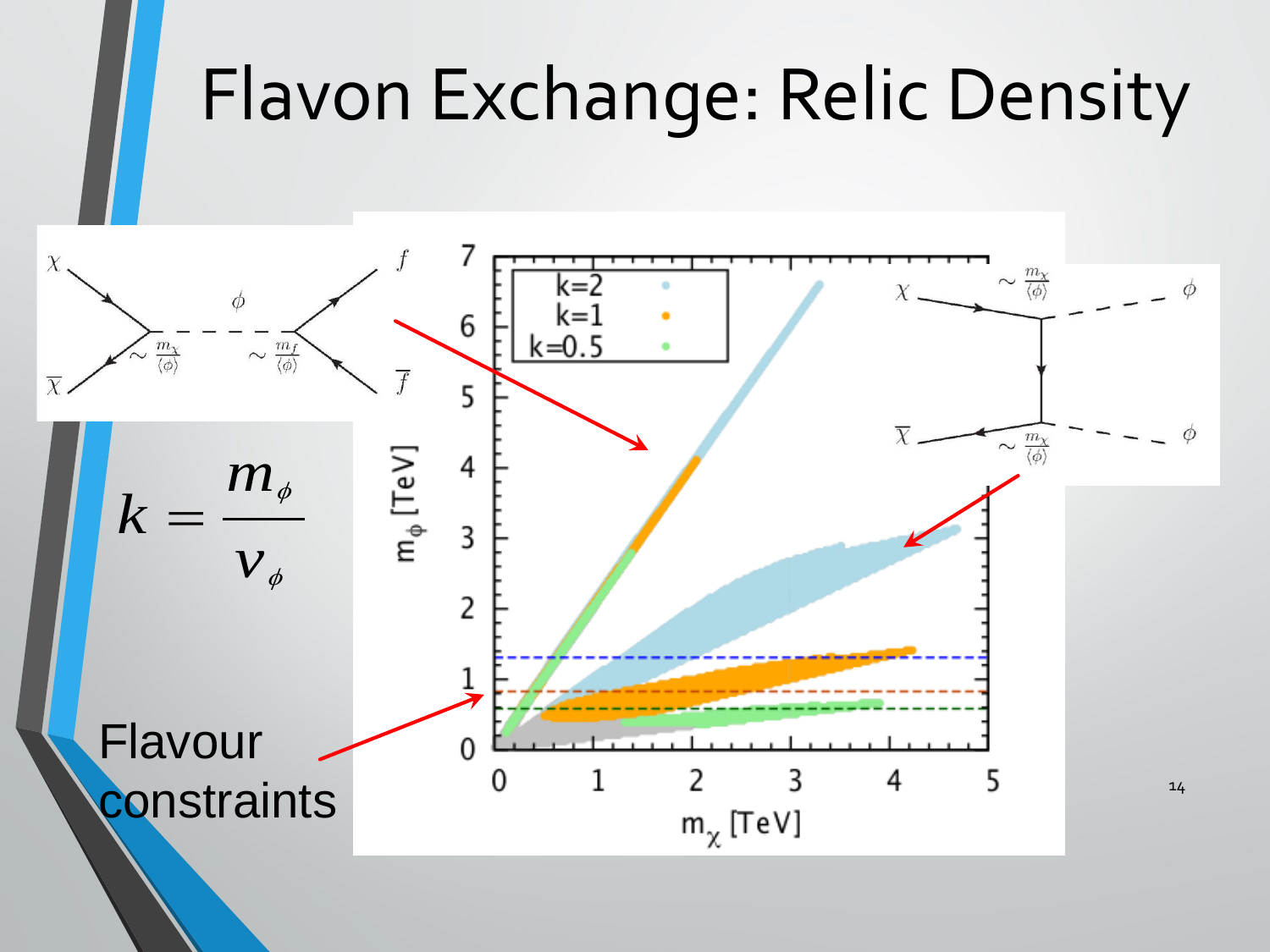# Flavon Exchange: Relic Density

$$k = \frac{m_\phi}{v_\phi}$$

Flavour constraints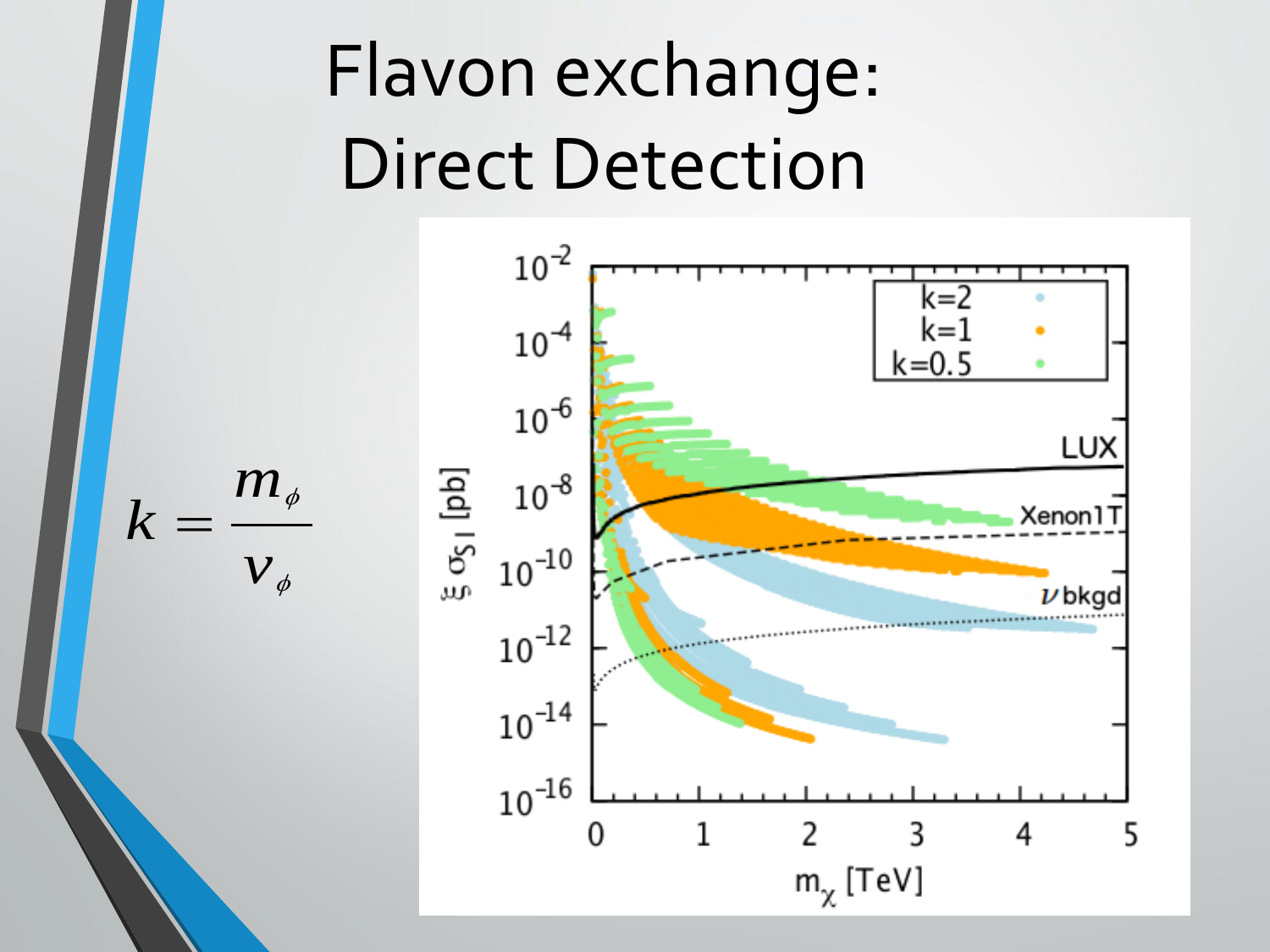# Flavon exchange: Direct Detection

$$k = \frac{m_\phi}{v_\phi}$$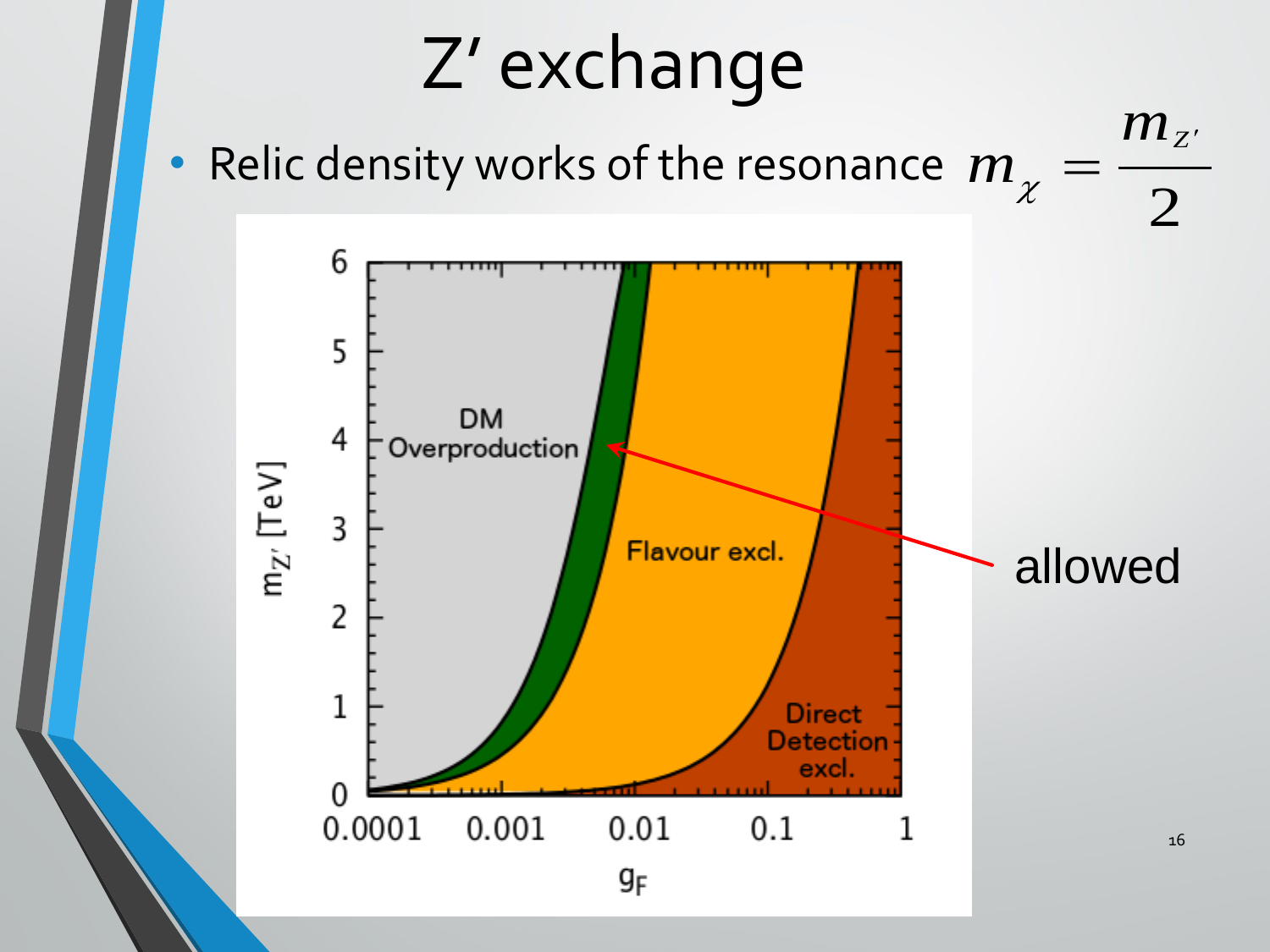# Z′ exchange

- Relic density works of the resonance $m_\chi = \frac{m_{Z'}}{2}$

DM Overproduction

Flavour excl.

Direct Detection excl.

allowed

$m_{Z'}$ [TeV]

$g_F$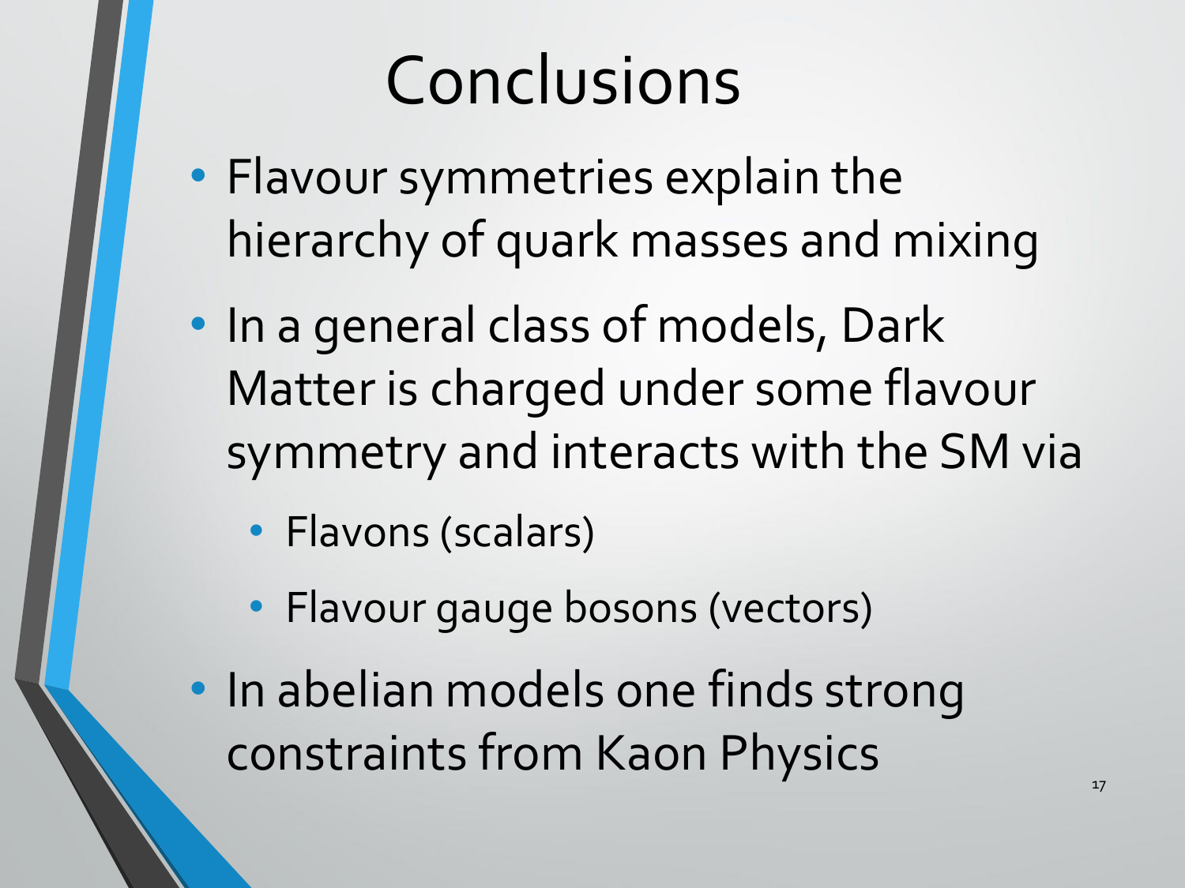# Conclusions

- Flavour symmetries explain the hierarchy of quark masses and mixing
- In a general class of models, Dark Matter is charged under some flavour symmetry and interacts with the SM via
  - Flavons (scalars)
  - Flavour gauge bosons (vectors)
- In abelian models one finds strong constraints from Kaon Physics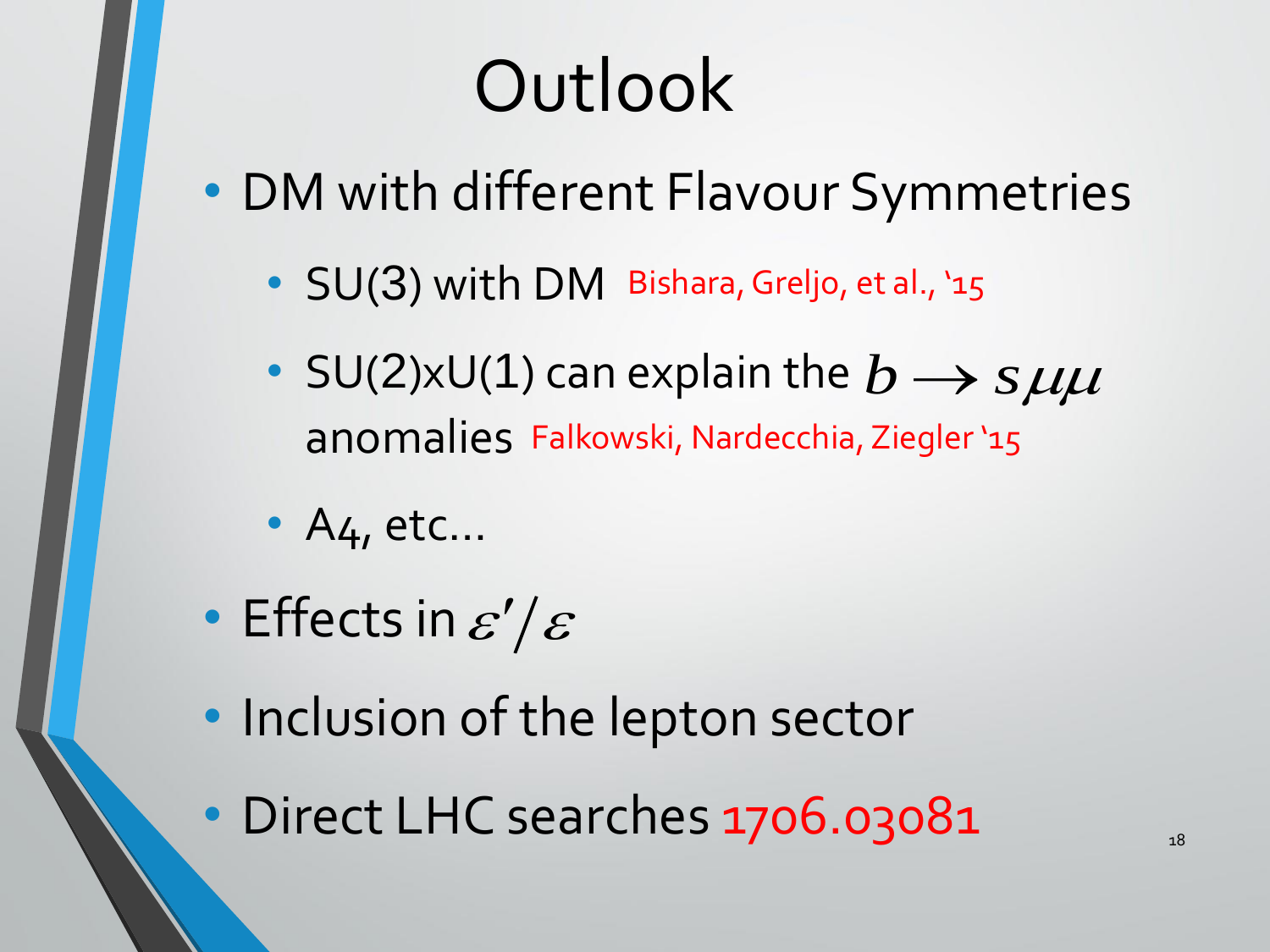# Outlook

- DM with different Flavour Symmetries
  - SU(3) with DM Bishara, Greljo, et al., '15
  - SU(2)xU(1) can explain the $b \rightarrow s\mu\mu$ anomalies Falkowski, Nardecchia, Ziegler '15
  - A4, etc...
- Effects in $\varepsilon'/\varepsilon$
- Inclusion of the lepton sector
- Direct LHC searches 1706.03081